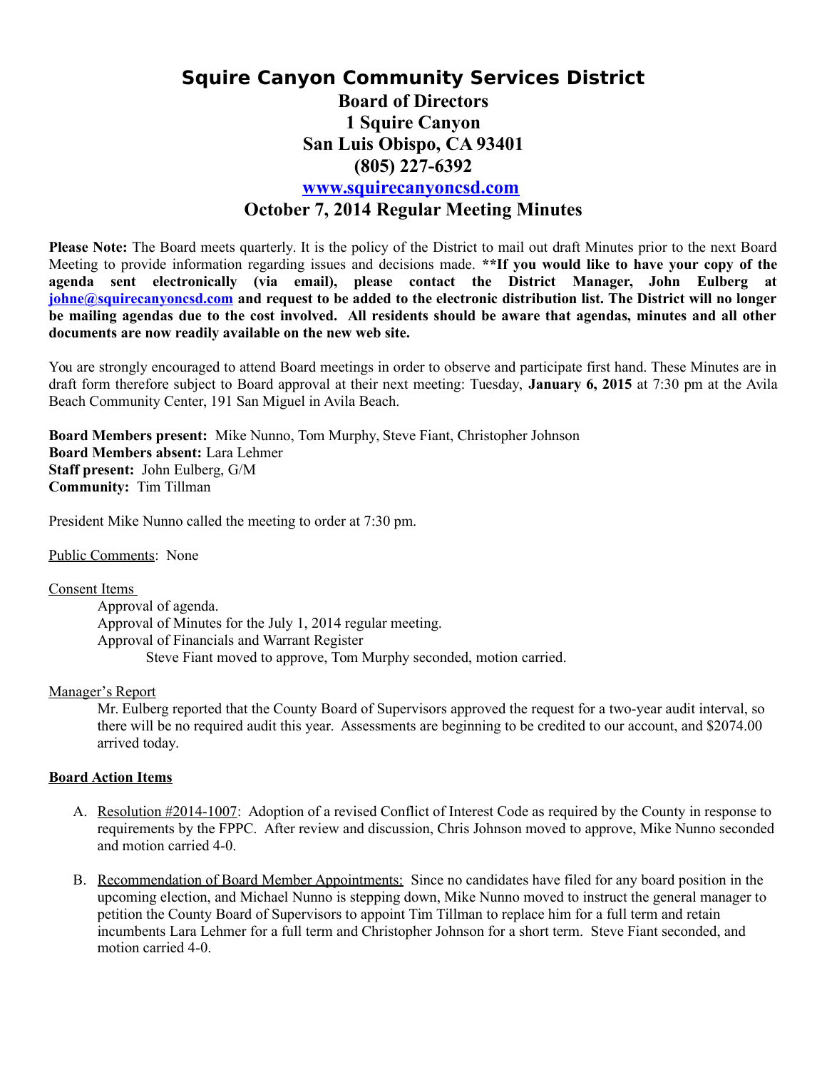# Squire Canyon Community Services District

## Board of Directors

## 1 Squire Canyon

## San Luis Obispo, CA 93401

## (805) 227-6392

## www.squirecanyoncsd.com

## October 7, 2014 Regular Meeting Minutes

**Please Note:** The Board meets quarterly. It is the policy of the District to mail out draft Minutes prior to the next Board Meeting to provide information regarding issues and decisions made. **\*\*If you would like to have your copy of the agenda sent electronically (via email), please contact the District Manager, John Eulberg at johne@squirecanyoncsd.com and request to be added to the electronic distribution list. The District will no longer be mailing agendas due to the cost involved. All residents should be aware that agendas, minutes and all other documents are now readily available on the new web site.**

You are strongly encouraged to attend Board meetings in order to observe and participate first hand. These Minutes are in draft form therefore subject to Board approval at their next meeting: Tuesday, **January 6, 2015** at 7:30 pm at the Avila Beach Community Center, 191 San Miguel in Avila Beach.

**Board Members present:** Mike Nunno, Tom Murphy, Steve Fiant, Christopher Johnson
**Board Members absent:** Lara Lehmer
**Staff present:** John Eulberg, G/M
**Community:** Tim Tillman

President Mike Nunno called the meeting to order at 7:30 pm.

Public Comments: None

Consent Items

Approval of agenda.
Approval of Minutes for the July 1, 2014 regular meeting.
Approval of Financials and Warrant Register
Steve Fiant moved to approve, Tom Murphy seconded, motion carried.

Manager's Report

Mr. Eulberg reported that the County Board of Supervisors approved the request for a two-year audit interval, so there will be no required audit this year. Assessments are beginning to be credited to our account, and $2074.00 arrived today.

**Board Action Items**

A. Resolution #2014-1007: Adoption of a revised Conflict of Interest Code as required by the County in response to requirements by the FPPC. After review and discussion, Chris Johnson moved to approve, Mike Nunno seconded and motion carried 4-0.

B. Recommendation of Board Member Appointments: Since no candidates have filed for any board position in the upcoming election, and Michael Nunno is stepping down, Mike Nunno moved to instruct the general manager to petition the County Board of Supervisors to appoint Tim Tillman to replace him for a full term and retain incumbents Lara Lehmer for a full term and Christopher Johnson for a short term. Steve Fiant seconded, and motion carried 4-0.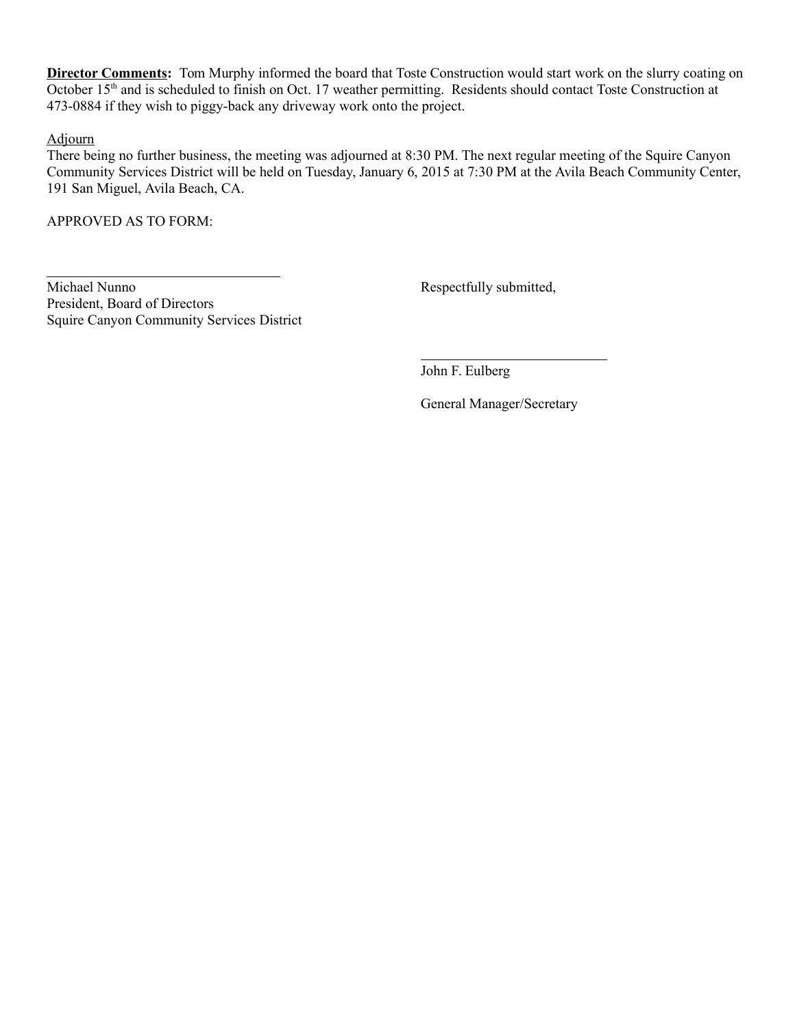**Director Comments:** Tom Murphy informed the board that Toste Construction would start work on the slurry coating on October 15th and is scheduled to finish on Oct. 17 weather permitting. Residents should contact Toste Construction at 473-0884 if they wish to piggy-back any driveway work onto the project.

Adjourn

There being no further business, the meeting was adjourned at 8:30 PM. The next regular meeting of the Squire Canyon Community Services District will be held on Tuesday, January 6, 2015 at 7:30 PM at the Avila Beach Community Center, 191 San Miguel, Avila Beach, CA.

APPROVED AS TO FORM:

\_\_\_\_\_\_\_\_\_\_\_\_\_\_\_\_\_\_\_\_\_\_\_\_\_\_\_\_\_\_\_\_

Michael Nunno
President, Board of Directors
Squire Canyon Community Services District

Respectfully submitted,

\_\_\_\_\_\_\_\_\_\_\_\_\_\_\_\_\_\_\_\_\_\_\_\_\_\_\_

John F. Eulberg

General Manager/Secretary